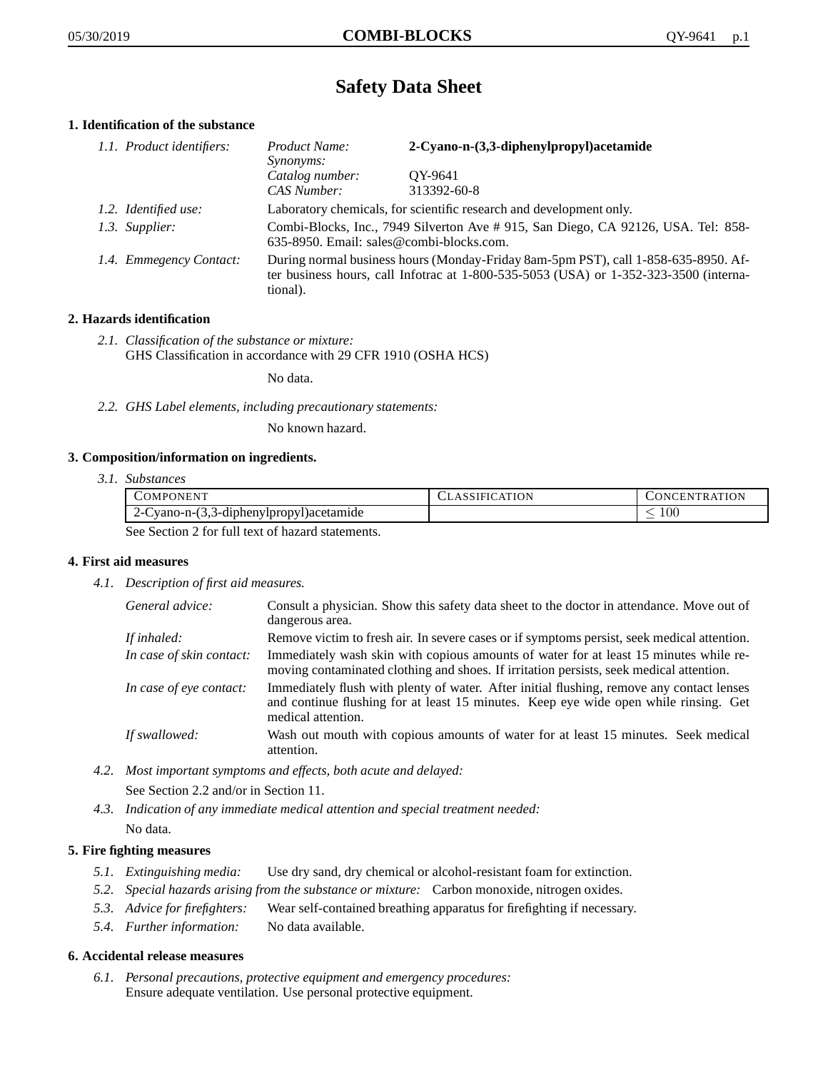# Safety Data Sheet

## 1. Identification of the substance

*1.1. Product identifiers:*

*Product Name:* **2-Cyano-n-(3,3-diphenylpropyl)acetamide**
*Synonyms:*
*Catalog number:* QY-9641
*CAS Number:* 313392-60-8

*1.2. Identified use:* Laboratory chemicals, for scientific research and development only.

*1.3. Supplier:* Combi-Blocks, Inc., 7949 Silverton Ave # 915, San Diego, CA 92126, USA. Tel: 858-635-8950. Email: sales@combi-blocks.com.

*1.4. Emmegency Contact:* During normal business hours (Monday-Friday 8am-5pm PST), call 1-858-635-8950. After business hours, call Infotrac at 1-800-535-5053 (USA) or 1-352-323-3500 (international).

## 2. Hazards identification

*2.1. Classification of the substance or mixture:*
GHS Classification in accordance with 29 CFR 1910 (OSHA HCS)

No data.

*2.2. GHS Label elements, including precautionary statements:*

No known hazard.

## 3. Composition/information on ingredients.

*3.1. Substances*

| Component | Classification | Concentration |
|---|---|---|
| 2-Cyano-n-(3,3-diphenylpropyl)acetamide | | $\leq 100$ |

See Section 2 for full text of hazard statements.

## 4. First aid measures

*4.1. Description of first aid measures.*

*General advice:* Consult a physician. Show this safety data sheet to the doctor in attendance. Move out of dangerous area.

*If inhaled:* Remove victim to fresh air. In severe cases or if symptoms persist, seek medical attention.

*In case of skin contact:* Immediately wash skin with copious amounts of water for at least 15 minutes while removing contaminated clothing and shoes. If irritation persists, seek medical attention.

*In case of eye contact:* Immediately flush with plenty of water. After initial flushing, remove any contact lenses and continue flushing for at least 15 minutes. Keep eye wide open while rinsing. Get medical attention.

*If swallowed:* Wash out mouth with copious amounts of water for at least 15 minutes. Seek medical attention.

*4.2. Most important symptoms and effects, both acute and delayed:*

See Section 2.2 and/or in Section 11.

*4.3. Indication of any immediate medical attention and special treatment needed:*

No data.

## 5. Fire fighting measures

*5.1. Extinguishing media:* Use dry sand, dry chemical or alcohol-resistant foam for extinction.

*5.2. Special hazards arising from the substance or mixture:* Carbon monoxide, nitrogen oxides.

*5.3. Advice for firefighters:* Wear self-contained breathing apparatus for firefighting if necessary.

*5.4. Further information:* No data available.

## 6. Accidental release measures

*6.1. Personal precautions, protective equipment and emergency procedures:*
Ensure adequate ventilation. Use personal protective equipment.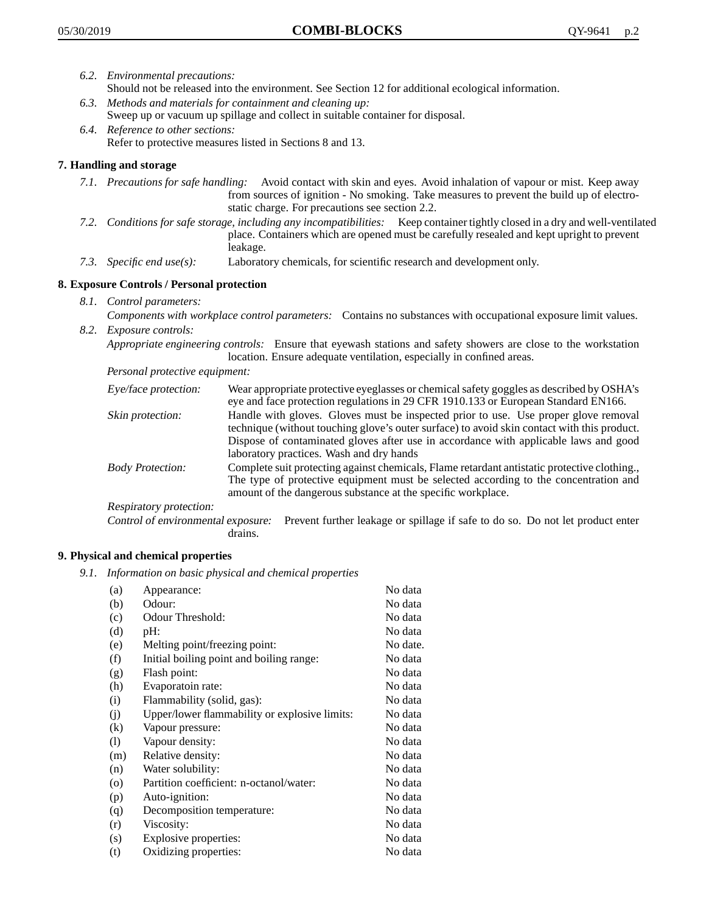6.2. *Environmental precautions:*
Should not be released into the environment. See Section 12 for additional ecological information.

6.3. *Methods and materials for containment and cleaning up:*
Sweep up or vacuum up spillage and collect in suitable container for disposal.

6.4. *Reference to other sections:*
Refer to protective measures listed in Sections 8 and 13.

## 7. Handling and storage

7.1. *Precautions for safe handling:* Avoid contact with skin and eyes. Avoid inhalation of vapour or mist. Keep away from sources of ignition - No smoking. Take measures to prevent the build up of electrostatic charge. For precautions see section 2.2.

7.2. *Conditions for safe storage, including any incompatibilities:* Keep container tightly closed in a dry and well-ventilated place. Containers which are opened must be carefully resealed and kept upright to prevent leakage.

7.3. *Specific end use(s):* Laboratory chemicals, for scientific research and development only.

## 8. Exposure Controls / Personal protection

8.1. *Control parameters:*
*Components with workplace control parameters:* Contains no substances with occupational exposure limit values.

8.2. *Exposure controls:*
*Appropriate engineering controls:* Ensure that eyewash stations and safety showers are close to the workstation location. Ensure adequate ventilation, especially in confined areas.

*Personal protective equipment:*

*Eye/face protection:* Wear appropriate protective eyeglasses or chemical safety goggles as described by OSHA's eye and face protection regulations in 29 CFR 1910.133 or European Standard EN166.

*Skin protection:* Handle with gloves. Gloves must be inspected prior to use. Use proper glove removal technique (without touching glove's outer surface) to avoid skin contact with this product. Dispose of contaminated gloves after use in accordance with applicable laws and good laboratory practices. Wash and dry hands

*Body Protection:* Complete suit protecting against chemicals, Flame retardant antistatic protective clothing., The type of protective equipment must be selected according to the concentration and amount of the dangerous substance at the specific workplace.

*Respiratory protection:*

*Control of environmental exposure:* Prevent further leakage or spillage if safe to do so. Do not let product enter drains.

## 9. Physical and chemical properties

9.1. *Information on basic physical and chemical properties*

| | | |
|---|---|---|
| (a) | Appearance: | No data |
| (b) | Odour: | No data |
| (c) | Odour Threshold: | No data |
| (d) | pH: | No data |
| (e) | Melting point/freezing point: | No date. |
| (f) | Initial boiling point and boiling range: | No data |
| (g) | Flash point: | No data |
| (h) | Evaporatoin rate: | No data |
| (i) | Flammability (solid, gas): | No data |
| (j) | Upper/lower flammability or explosive limits: | No data |
| (k) | Vapour pressure: | No data |
| (l) | Vapour density: | No data |
| (m) | Relative density: | No data |
| (n) | Water solubility: | No data |
| (o) | Partition coefficient: n-octanol/water: | No data |
| (p) | Auto-ignition: | No data |
| (q) | Decomposition temperature: | No data |
| (r) | Viscosity: | No data |
| (s) | Explosive properties: | No data |
| (t) | Oxidizing properties: | No data |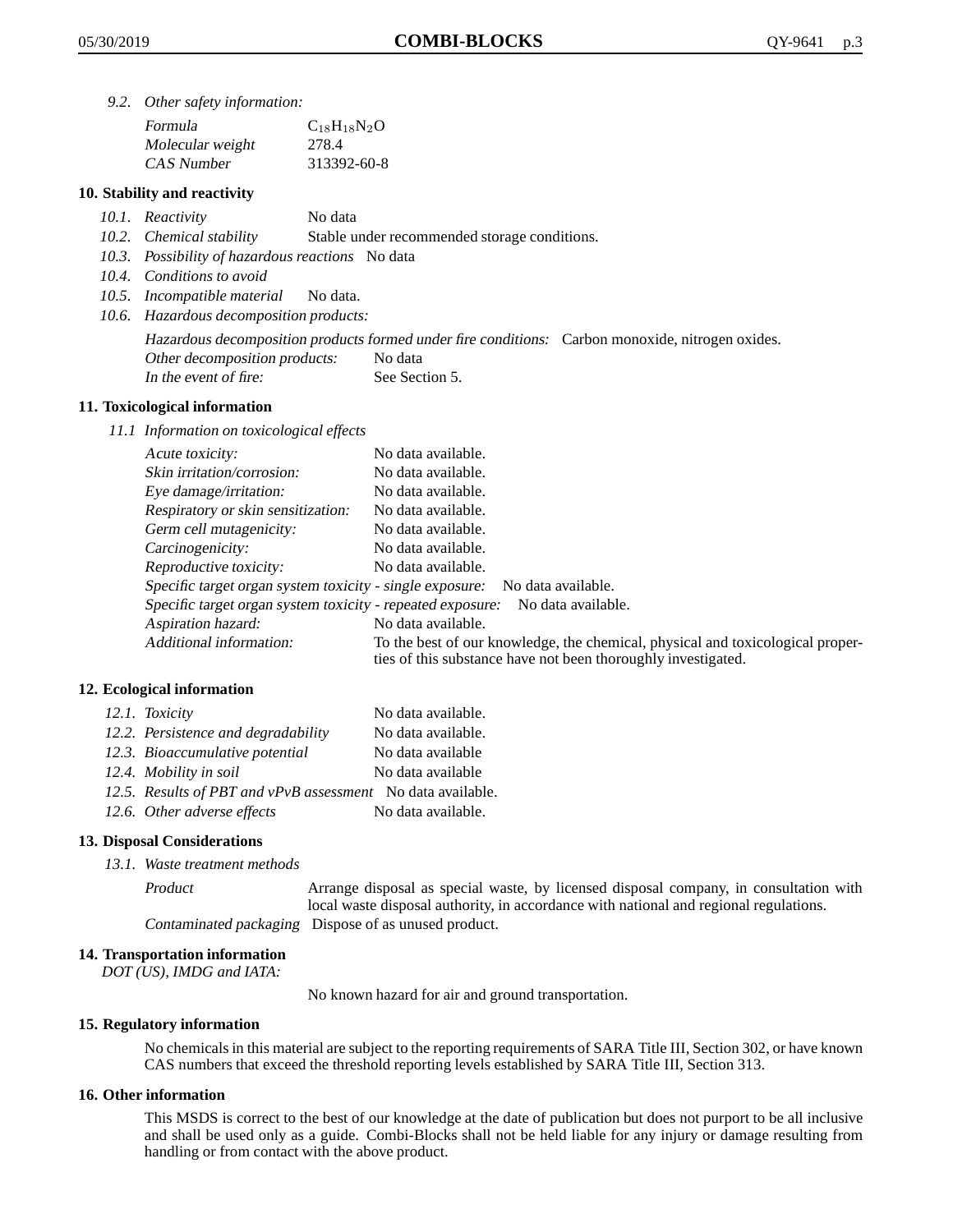*9.2. Other safety information:*

| | |
|---|---|
| *Formula* | $C_{18}H_{18}N_2O$ |
| *Molecular weight* | 278.4 |
| *CAS Number* | 313392-60-8 |

### 10. Stability and reactivity

*10.1. Reactivity* No data

*10.2. Chemical stability* Stable under recommended storage conditions.

*10.3. Possibility of hazardous reactions* No data

*10.4. Conditions to avoid*

*10.5. Incompatible material* No data.

*10.6. Hazardous decomposition products:*

*Hazardous decomposition products formed under fire conditions:* Carbon monoxide, nitrogen oxides.
*Other decomposition products:* No data
*In the event of fire:* See Section 5.

### 11. Toxicological information

*11.1 Information on toxicological effects*

| | |
|---|---|
| *Acute toxicity:* | No data available. |
| *Skin irritation/corrosion:* | No data available. |
| *Eye damage/irritation:* | No data available. |
| *Respiratory or skin sensitization:* | No data available. |
| *Germ cell mutagenicity:* | No data available. |
| *Carcinogenicity:* | No data available. |
| *Reproductive toxicity:* | No data available. |
| *Specific target organ system toxicity - single exposure:* | No data available. |
| *Specific target organ system toxicity - repeated exposure:* | No data available. |
| *Aspiration hazard:* | No data available. |
| *Additional information:* | To the best of our knowledge, the chemical, physical and toxicological properties of this substance have not been thoroughly investigated. |

### 12. Ecological information

| | |
|---|---|
| *12.1. Toxicity* | No data available. |
| *12.2. Persistence and degradability* | No data available. |
| *12.3. Bioaccumulative potential* | No data available |
| *12.4. Mobility in soil* | No data available |
| *12.5. Results of PBT and vPvB assessment* | No data available. |
| *12.6. Other adverse effects* | No data available. |

### 13. Disposal Considerations

*13.1. Waste treatment methods*

*Product* Arrange disposal as special waste, by licensed disposal company, in consultation with local waste disposal authority, in accordance with national and regional regulations.

*Contaminated packaging* Dispose of as unused product.

### 14. Transportation information

*DOT (US), IMDG and IATA:*

No known hazard for air and ground transportation.

### 15. Regulatory information

No chemicals in this material are subject to the reporting requirements of SARA Title III, Section 302, or have known CAS numbers that exceed the threshold reporting levels established by SARA Title III, Section 313.

### 16. Other information

This MSDS is correct to the best of our knowledge at the date of publication but does not purport to be all inclusive and shall be used only as a guide. Combi-Blocks shall not be held liable for any injury or damage resulting from handling or from contact with the above product.